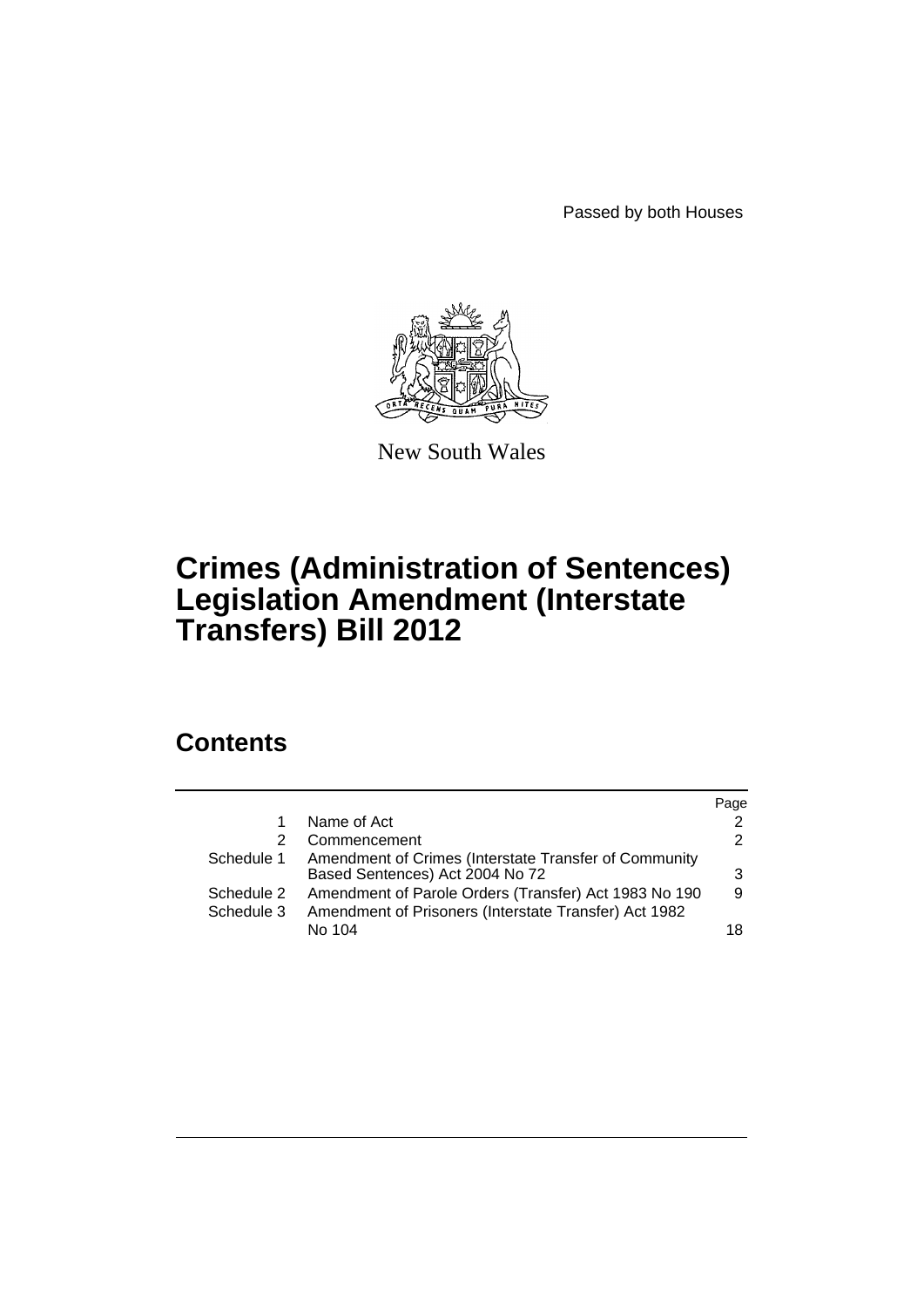Passed by both Houses

New South Wales

# Crimes (Administration of Sentences) Legislation Amendment (Interstate Transfers) Bill 2012

## Contents

| | | Page |
|---|---|---|
| 1 | Name of Act | 2 |
| 2 | Commencement | 2 |
| Schedule 1 | Amendment of Crimes (Interstate Transfer of Community Based Sentences) Act 2004 No 72 | 3 |
| Schedule 2 | Amendment of Parole Orders (Transfer) Act 1983 No 190 | 9 |
| Schedule 3 | Amendment of Prisoners (Interstate Transfer) Act 1982 No 104 | 18 |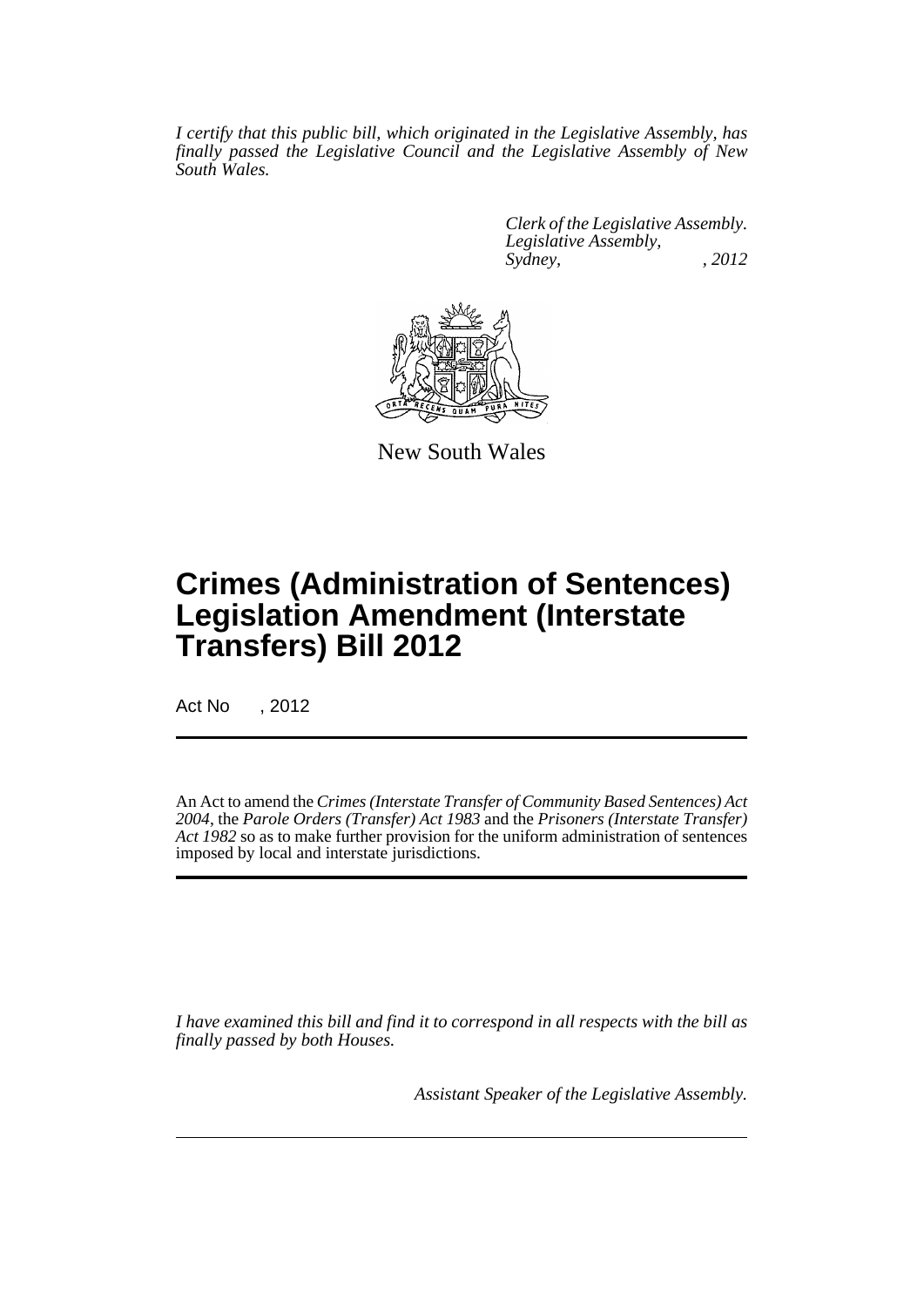*I certify that this public bill, which originated in the Legislative Assembly, has finally passed the Legislative Council and the Legislative Assembly of New South Wales.*

*Clerk of the Legislative Assembly.*
*Legislative Assembly,*
*Sydney, , 2012*

New South Wales

# Crimes (Administration of Sentences) Legislation Amendment (Interstate Transfers) Bill 2012

Act No , 2012

An Act to amend the *Crimes (Interstate Transfer of Community Based Sentences) Act 2004*, the *Parole Orders (Transfer) Act 1983* and the *Prisoners (Interstate Transfer) Act 1982* so as to make further provision for the uniform administration of sentences imposed by local and interstate jurisdictions.

*I have examined this bill and find it to correspond in all respects with the bill as finally passed by both Houses.*

*Assistant Speaker of the Legislative Assembly.*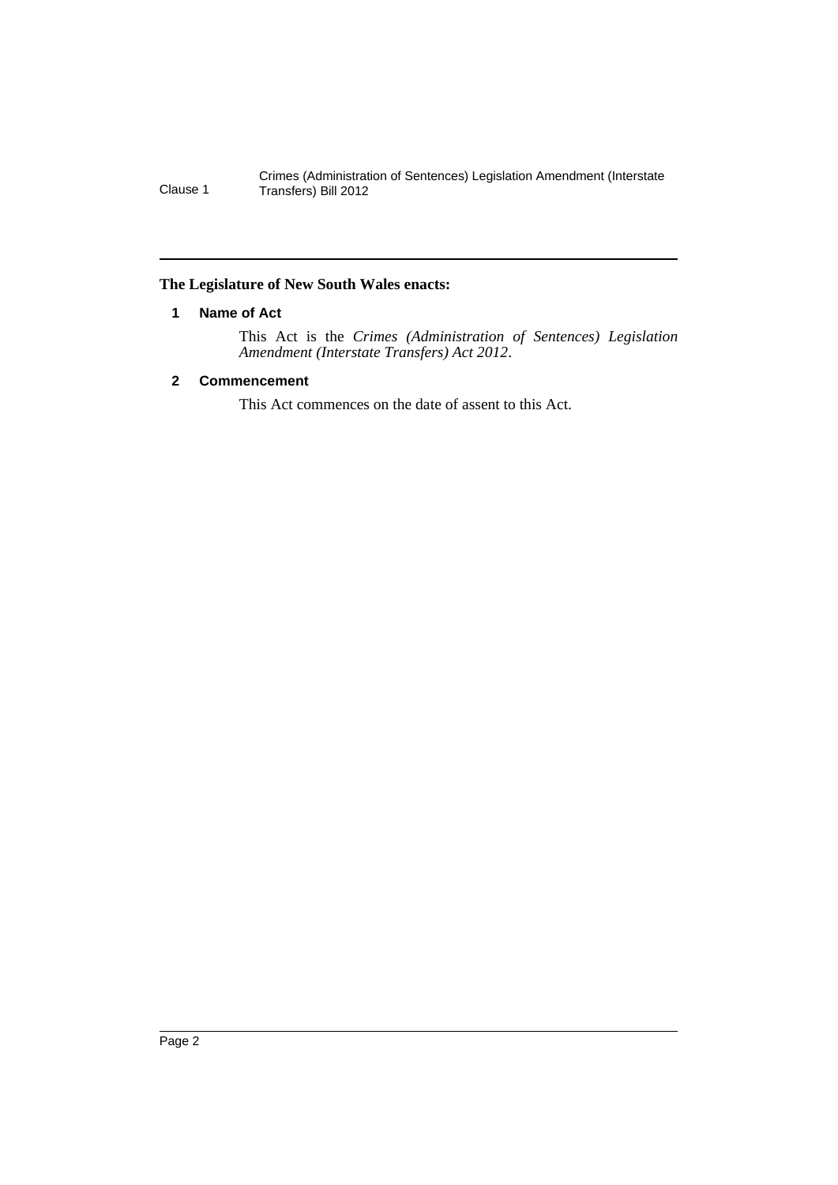**The Legislature of New South Wales enacts:**

## 1 Name of Act

This Act is the *Crimes (Administration of Sentences) Legislation Amendment (Interstate Transfers) Act 2012*.

## 2 Commencement

This Act commences on the date of assent to this Act.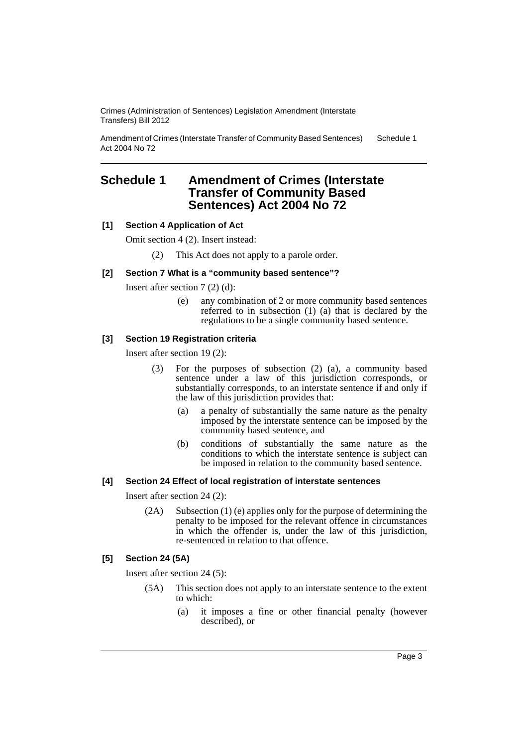# Schedule 1 Amendment of Crimes (Interstate Transfer of Community Based Sentences) Act 2004 No 72

**[1] Section 4 Application of Act**

Omit section 4 (2). Insert instead:

(2) This Act does not apply to a parole order.

**[2] Section 7 What is a "community based sentence"?**

Insert after section 7 (2) (d):

(e) any combination of 2 or more community based sentences referred to in subsection (1) (a) that is declared by the regulations to be a single community based sentence.

**[3] Section 19 Registration criteria**

Insert after section 19 (2):

(3) For the purposes of subsection (2) (a), a community based sentence under a law of this jurisdiction corresponds, or substantially corresponds, to an interstate sentence if and only if the law of this jurisdiction provides that:

(a) a penalty of substantially the same nature as the penalty imposed by the interstate sentence can be imposed by the community based sentence, and

(b) conditions of substantially the same nature as the conditions to which the interstate sentence is subject can be imposed in relation to the community based sentence.

**[4] Section 24 Effect of local registration of interstate sentences**

Insert after section 24 (2):

(2A) Subsection (1) (e) applies only for the purpose of determining the penalty to be imposed for the relevant offence in circumstances in which the offender is, under the law of this jurisdiction, re-sentenced in relation to that offence.

**[5] Section 24 (5A)**

Insert after section 24 (5):

(5A) This section does not apply to an interstate sentence to the extent to which:

(a) it imposes a fine or other financial penalty (however described), or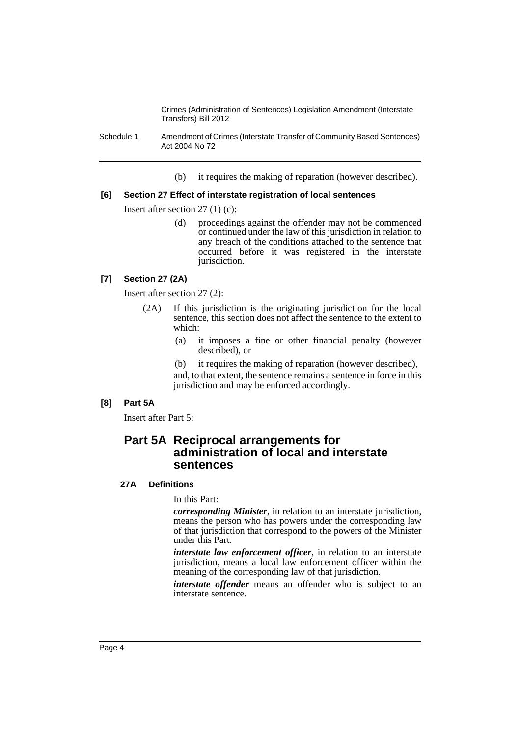(b) it requires the making of reparation (however described).

**[6] Section 27 Effect of interstate registration of local sentences**

Insert after section 27 (1) (c):

(d) proceedings against the offender may not be commenced or continued under the law of this jurisdiction in relation to any breach of the conditions attached to the sentence that occurred before it was registered in the interstate jurisdiction.

**[7] Section 27 (2A)**

Insert after section 27 (2):

(2A) If this jurisdiction is the originating jurisdiction for the local sentence, this section does not affect the sentence to the extent to which:

(a) it imposes a fine or other financial penalty (however described), or

(b) it requires the making of reparation (however described),

and, to that extent, the sentence remains a sentence in force in this jurisdiction and may be enforced accordingly.

**[8] Part 5A**

Insert after Part 5:

## Part 5A Reciprocal arrangements for administration of local and interstate sentences

### 27A Definitions

In this Part:

***corresponding Minister***, in relation to an interstate jurisdiction, means the person who has powers under the corresponding law of that jurisdiction that correspond to the powers of the Minister under this Part.

***interstate law enforcement officer***, in relation to an interstate jurisdiction, means a local law enforcement officer within the meaning of the corresponding law of that jurisdiction.

***interstate offender*** means an offender who is subject to an interstate sentence.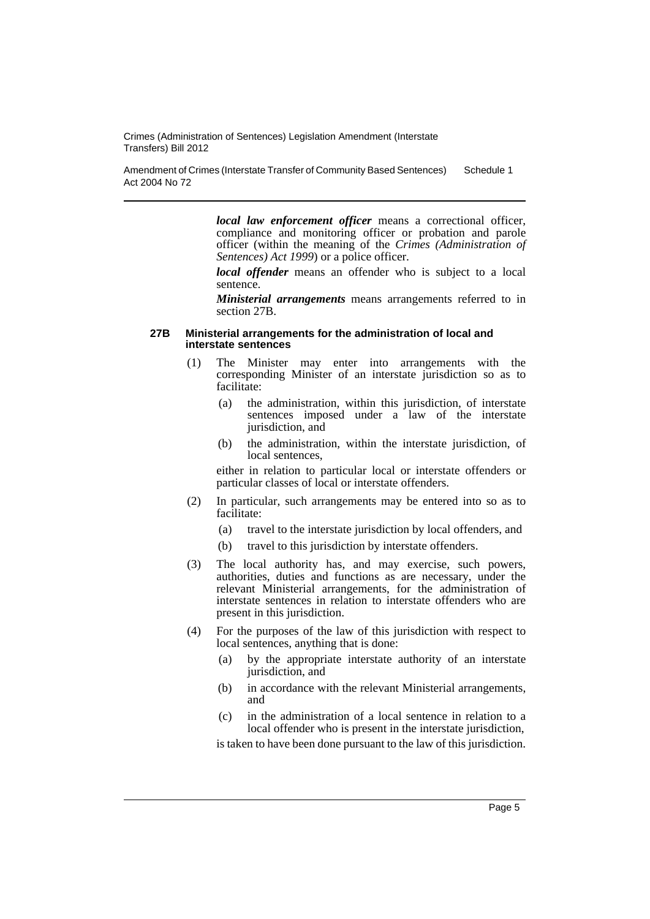***local law enforcement officer*** means a correctional officer, compliance and monitoring officer or probation and parole officer (within the meaning of the *Crimes (Administration of Sentences) Act 1999*) or a police officer.

***local offender*** means an offender who is subject to a local sentence.

***Ministerial arrangements*** means arrangements referred to in section 27B.

**27B Ministerial arrangements for the administration of local and interstate sentences**

(1) The Minister may enter into arrangements with the corresponding Minister of an interstate jurisdiction so as to facilitate:

(a) the administration, within this jurisdiction, of interstate sentences imposed under a law of the interstate jurisdiction, and

(b) the administration, within the interstate jurisdiction, of local sentences,

either in relation to particular local or interstate offenders or particular classes of local or interstate offenders.

(2) In particular, such arrangements may be entered into so as to facilitate:

(a) travel to the interstate jurisdiction by local offenders, and

(b) travel to this jurisdiction by interstate offenders.

(3) The local authority has, and may exercise, such powers, authorities, duties and functions as are necessary, under the relevant Ministerial arrangements, for the administration of interstate sentences in relation to interstate offenders who are present in this jurisdiction.

(4) For the purposes of the law of this jurisdiction with respect to local sentences, anything that is done:

(a) by the appropriate interstate authority of an interstate jurisdiction, and

(b) in accordance with the relevant Ministerial arrangements, and

(c) in the administration of a local sentence in relation to a local offender who is present in the interstate jurisdiction,

is taken to have been done pursuant to the law of this jurisdiction.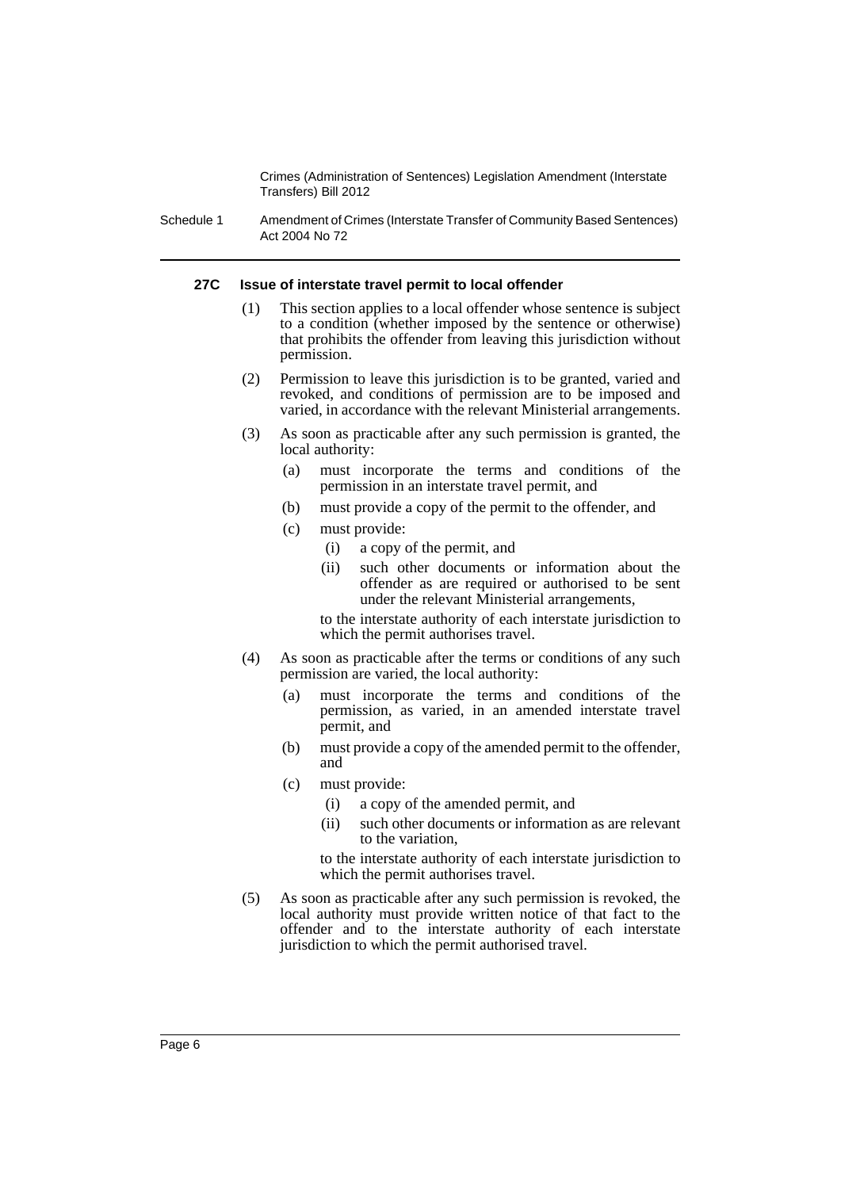#### 27C Issue of interstate travel permit to local offender

(1) This section applies to a local offender whose sentence is subject to a condition (whether imposed by the sentence or otherwise) that prohibits the offender from leaving this jurisdiction without permission.

(2) Permission to leave this jurisdiction is to be granted, varied and revoked, and conditions of permission are to be imposed and varied, in accordance with the relevant Ministerial arrangements.

(3) As soon as practicable after any such permission is granted, the local authority:

- (a) must incorporate the terms and conditions of the permission in an interstate travel permit, and
- (b) must provide a copy of the permit to the offender, and
- (c) must provide:
  - (i) a copy of the permit, and
  - (ii) such other documents or information about the offender as are required or authorised to be sent under the relevant Ministerial arrangements,

  to the interstate authority of each interstate jurisdiction to which the permit authorises travel.

(4) As soon as practicable after the terms or conditions of any such permission are varied, the local authority:

- (a) must incorporate the terms and conditions of the permission, as varied, in an amended interstate travel permit, and
- (b) must provide a copy of the amended permit to the offender, and
- (c) must provide:
  - (i) a copy of the amended permit, and
  - (ii) such other documents or information as are relevant to the variation,

  to the interstate authority of each interstate jurisdiction to which the permit authorises travel.

(5) As soon as practicable after any such permission is revoked, the local authority must provide written notice of that fact to the offender and to the interstate authority of each interstate jurisdiction to which the permit authorised travel.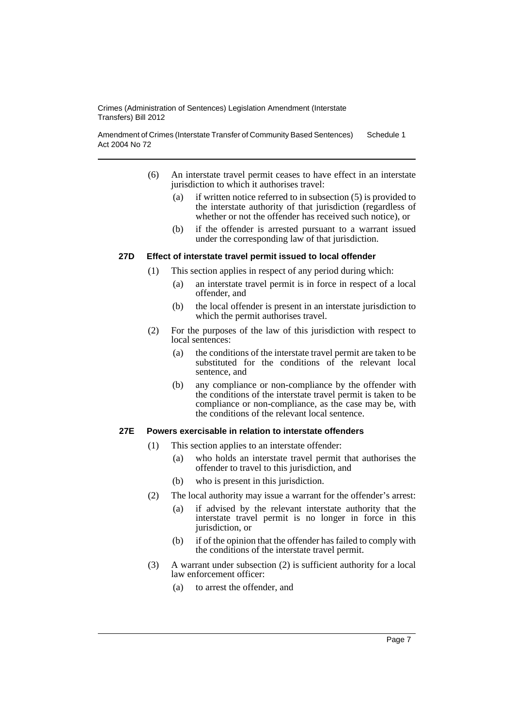(6) An interstate travel permit ceases to have effect in an interstate jurisdiction to which it authorises travel:

   (a) if written notice referred to in subsection (5) is provided to the interstate authority of that jurisdiction (regardless of whether or not the offender has received such notice), or

   (b) if the offender is arrested pursuant to a warrant issued under the corresponding law of that jurisdiction.

#### 27D Effect of interstate travel permit issued to local offender

(1) This section applies in respect of any period during which:

   (a) an interstate travel permit is in force in respect of a local offender, and

   (b) the local offender is present in an interstate jurisdiction to which the permit authorises travel.

(2) For the purposes of the law of this jurisdiction with respect to local sentences:

   (a) the conditions of the interstate travel permit are taken to be substituted for the conditions of the relevant local sentence, and

   (b) any compliance or non-compliance by the offender with the conditions of the interstate travel permit is taken to be compliance or non-compliance, as the case may be, with the conditions of the relevant local sentence.

#### 27E Powers exercisable in relation to interstate offenders

(1) This section applies to an interstate offender:

   (a) who holds an interstate travel permit that authorises the offender to travel to this jurisdiction, and

   (b) who is present in this jurisdiction.

(2) The local authority may issue a warrant for the offender's arrest:

   (a) if advised by the relevant interstate authority that the interstate travel permit is no longer in force in this jurisdiction, or

   (b) if of the opinion that the offender has failed to comply with the conditions of the interstate travel permit.

(3) A warrant under subsection (2) is sufficient authority for a local law enforcement officer:

   (a) to arrest the offender, and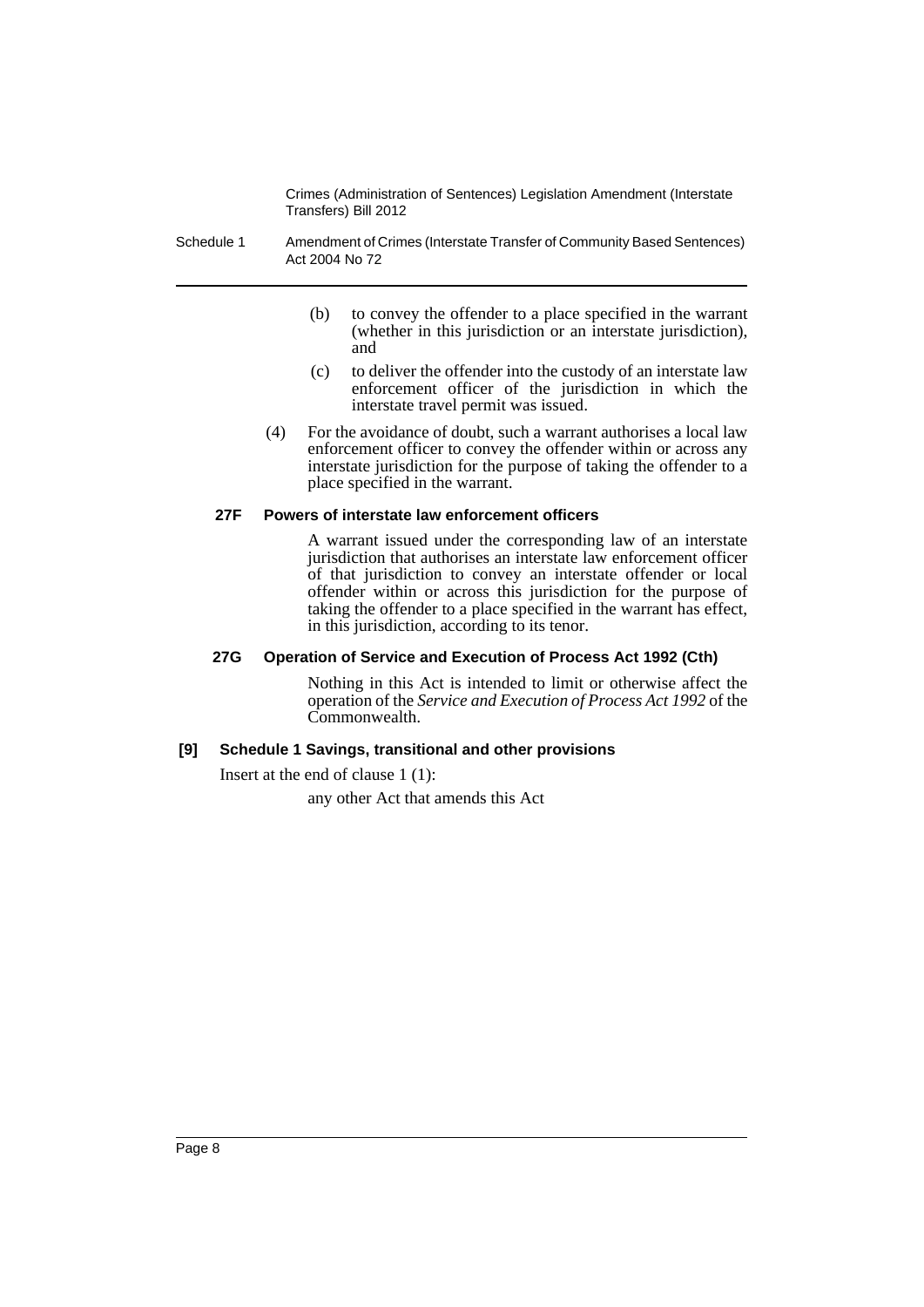(b) to convey the offender to a place specified in the warrant (whether in this jurisdiction or an interstate jurisdiction), and

(c) to deliver the offender into the custody of an interstate law enforcement officer of the jurisdiction in which the interstate travel permit was issued.

(4) For the avoidance of doubt, such a warrant authorises a local law enforcement officer to convey the offender within or across any interstate jurisdiction for the purpose of taking the offender to a place specified in the warrant.

**27F Powers of interstate law enforcement officers**

A warrant issued under the corresponding law of an interstate jurisdiction that authorises an interstate law enforcement officer of that jurisdiction to convey an interstate offender or local offender within or across this jurisdiction for the purpose of taking the offender to a place specified in the warrant has effect, in this jurisdiction, according to its tenor.

**27G Operation of Service and Execution of Process Act 1992 (Cth)**

Nothing in this Act is intended to limit or otherwise affect the operation of the *Service and Execution of Process Act 1992* of the Commonwealth.

**[9] Schedule 1 Savings, transitional and other provisions**

Insert at the end of clause 1 (1):

any other Act that amends this Act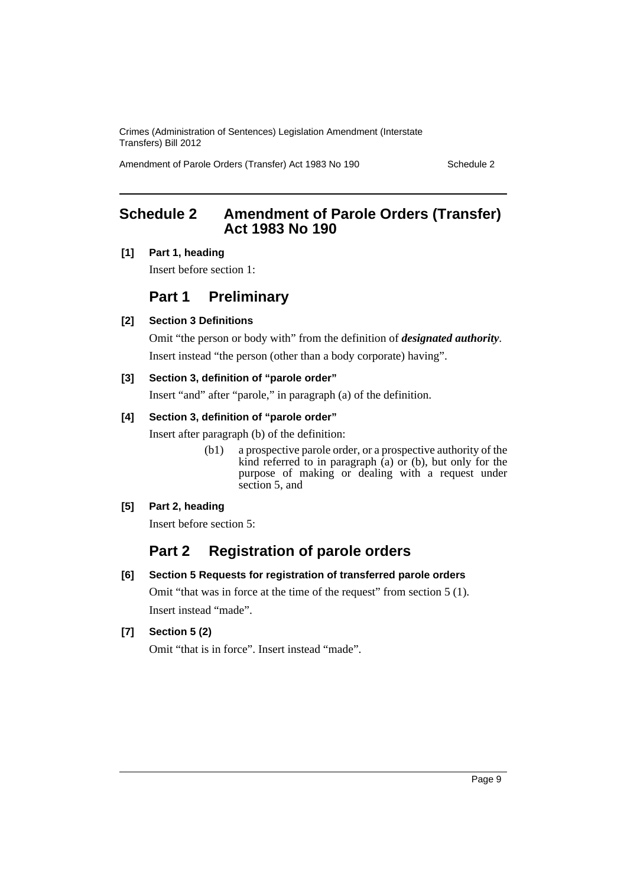## Schedule 2 Amendment of Parole Orders (Transfer) Act 1983 No 190

**[1] Part 1, heading**

Insert before section 1:

### Part 1 Preliminary

**[2] Section 3 Definitions**

Omit "the person or body with" from the definition of ***designated authority***.

Insert instead "the person (other than a body corporate) having".

**[3] Section 3, definition of "parole order"**

Insert "and" after "parole," in paragraph (a) of the definition.

**[4] Section 3, definition of "parole order"**

Insert after paragraph (b) of the definition:

> (b1) a prospective parole order, or a prospective authority of the kind referred to in paragraph (a) or (b), but only for the purpose of making or dealing with a request under section 5, and

**[5] Part 2, heading**

Insert before section 5:

### Part 2 Registration of parole orders

**[6] Section 5 Requests for registration of transferred parole orders**

Omit "that was in force at the time of the request" from section 5 (1).

Insert instead "made".

**[7] Section 5 (2)**

Omit "that is in force". Insert instead "made".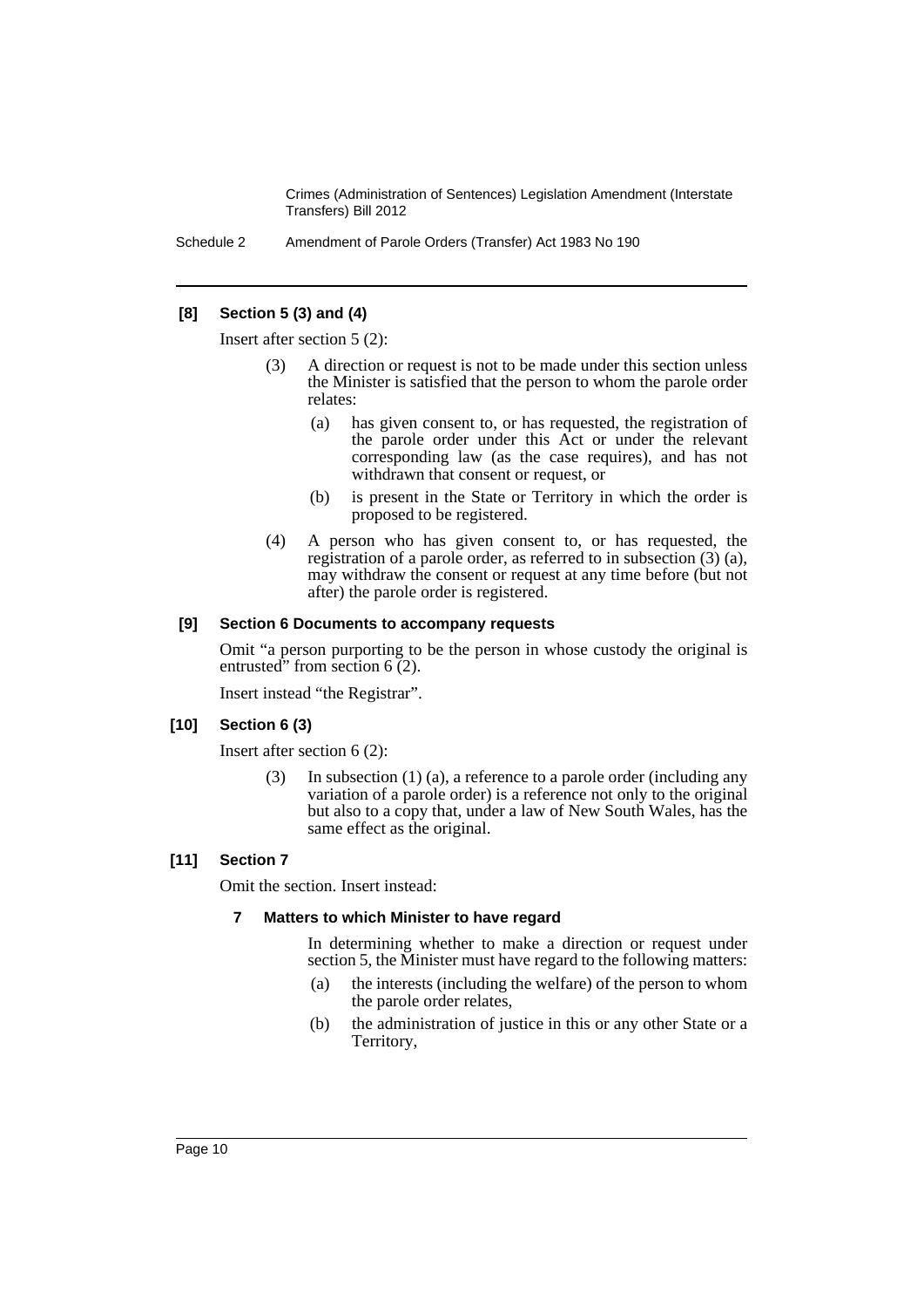**[8] Section 5 (3) and (4)**

Insert after section 5 (2):

(3) A direction or request is not to be made under this section unless the Minister is satisfied that the person to whom the parole order relates:

(a) has given consent to, or has requested, the registration of the parole order under this Act or under the relevant corresponding law (as the case requires), and has not withdrawn that consent or request, or

(b) is present in the State or Territory in which the order is proposed to be registered.

(4) A person who has given consent to, or has requested, the registration of a parole order, as referred to in subsection (3) (a), may withdraw the consent or request at any time before (but not after) the parole order is registered.

**[9] Section 6 Documents to accompany requests**

Omit "a person purporting to be the person in whose custody the original is entrusted" from section 6 (2).

Insert instead "the Registrar".

**[10] Section 6 (3)**

Insert after section 6 (2):

(3) In subsection (1) (a), a reference to a parole order (including any variation of a parole order) is a reference not only to the original but also to a copy that, under a law of New South Wales, has the same effect as the original.

**[11] Section 7**

Omit the section. Insert instead:

**7 Matters to which Minister to have regard**

In determining whether to make a direction or request under section 5, the Minister must have regard to the following matters:

(a) the interests (including the welfare) of the person to whom the parole order relates,

(b) the administration of justice in this or any other State or a Territory,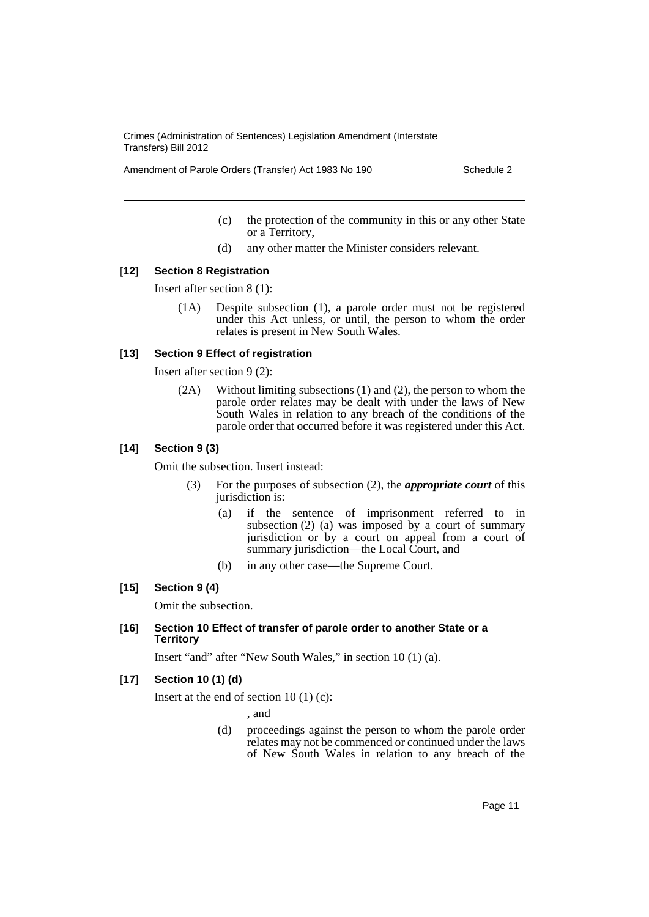(c) the protection of the community in this or any other State or a Territory,

(d) any other matter the Minister considers relevant.

**[12] Section 8 Registration**

Insert after section 8 (1):

(1A) Despite subsection (1), a parole order must not be registered under this Act unless, or until, the person to whom the order relates is present in New South Wales.

**[13] Section 9 Effect of registration**

Insert after section 9 (2):

(2A) Without limiting subsections (1) and (2), the person to whom the parole order relates may be dealt with under the laws of New South Wales in relation to any breach of the conditions of the parole order that occurred before it was registered under this Act.

**[14] Section 9 (3)**

Omit the subsection. Insert instead:

(3) For the purposes of subsection (2), the ***appropriate court*** of this jurisdiction is:

(a) if the sentence of imprisonment referred to in subsection (2) (a) was imposed by a court of summary jurisdiction or by a court on appeal from a court of summary jurisdiction—the Local Court, and

(b) in any other case—the Supreme Court.

**[15] Section 9 (4)**

Omit the subsection.

**[16] Section 10 Effect of transfer of parole order to another State or a Territory**

Insert "and" after "New South Wales," in section 10 (1) (a).

**[17] Section 10 (1) (d)**

Insert at the end of section 10 (1) (c):

, and

(d) proceedings against the person to whom the parole order relates may not be commenced or continued under the laws of New South Wales in relation to any breach of the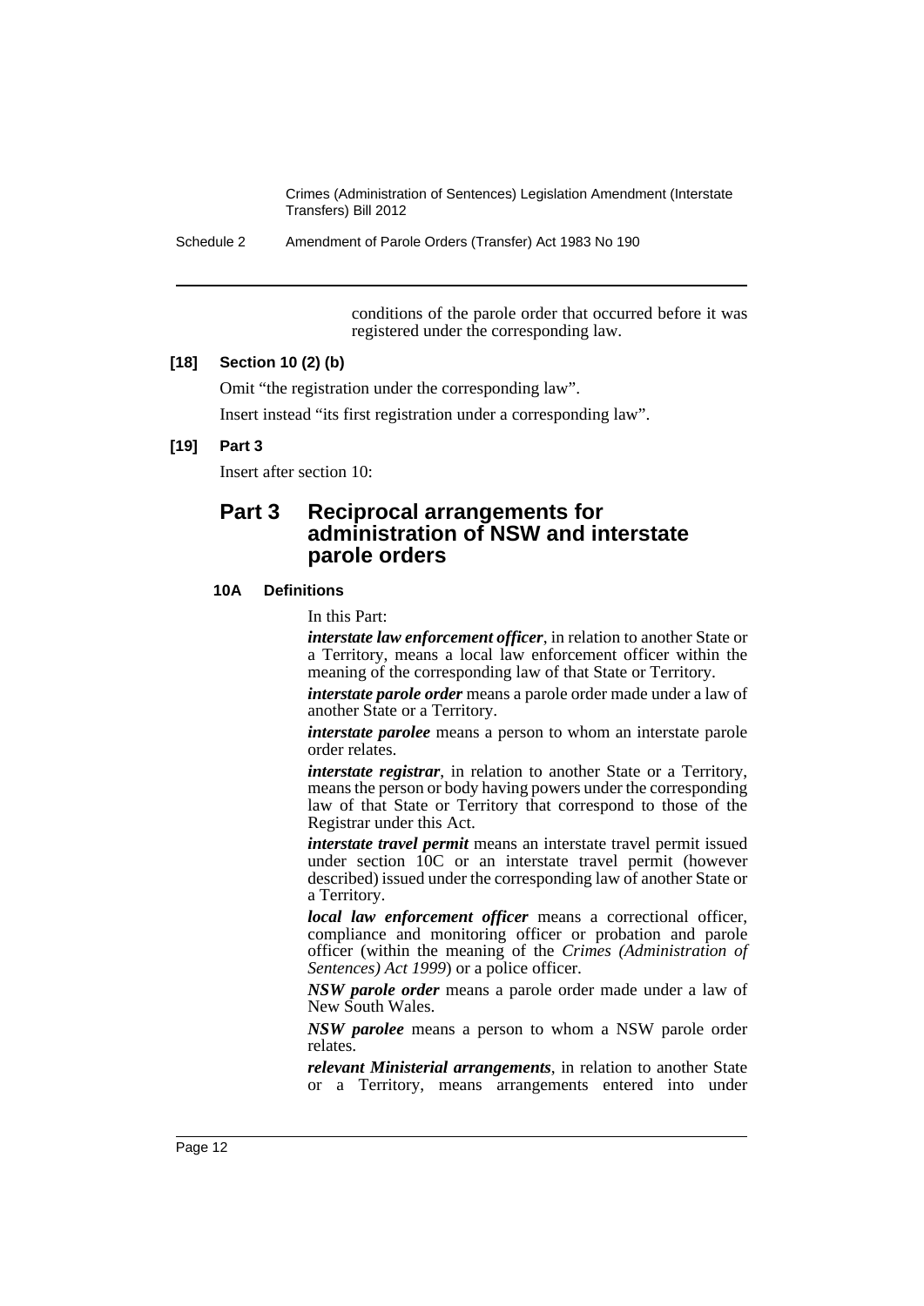conditions of the parole order that occurred before it was registered under the corresponding law.

**[18] Section 10 (2) (b)**

Omit "the registration under the corresponding law".

Insert instead "its first registration under a corresponding law".

**[19] Part 3**

Insert after section 10:

## Part 3 Reciprocal arrangements for administration of NSW and interstate parole orders

### 10A Definitions

In this Part:

***interstate law enforcement officer***, in relation to another State or a Territory, means a local law enforcement officer within the meaning of the corresponding law of that State or Territory.

***interstate parole order*** means a parole order made under a law of another State or a Territory.

***interstate parolee*** means a person to whom an interstate parole order relates.

***interstate registrar***, in relation to another State or a Territory, means the person or body having powers under the corresponding law of that State or Territory that correspond to those of the Registrar under this Act.

***interstate travel permit*** means an interstate travel permit issued under section 10C or an interstate travel permit (however described) issued under the corresponding law of another State or a Territory.

***local law enforcement officer*** means a correctional officer, compliance and monitoring officer or probation and parole officer (within the meaning of the *Crimes (Administration of Sentences) Act 1999*) or a police officer.

***NSW parole order*** means a parole order made under a law of New South Wales.

***NSW parolee*** means a person to whom a NSW parole order relates.

***relevant Ministerial arrangements***, in relation to another State or a Territory, means arrangements entered into under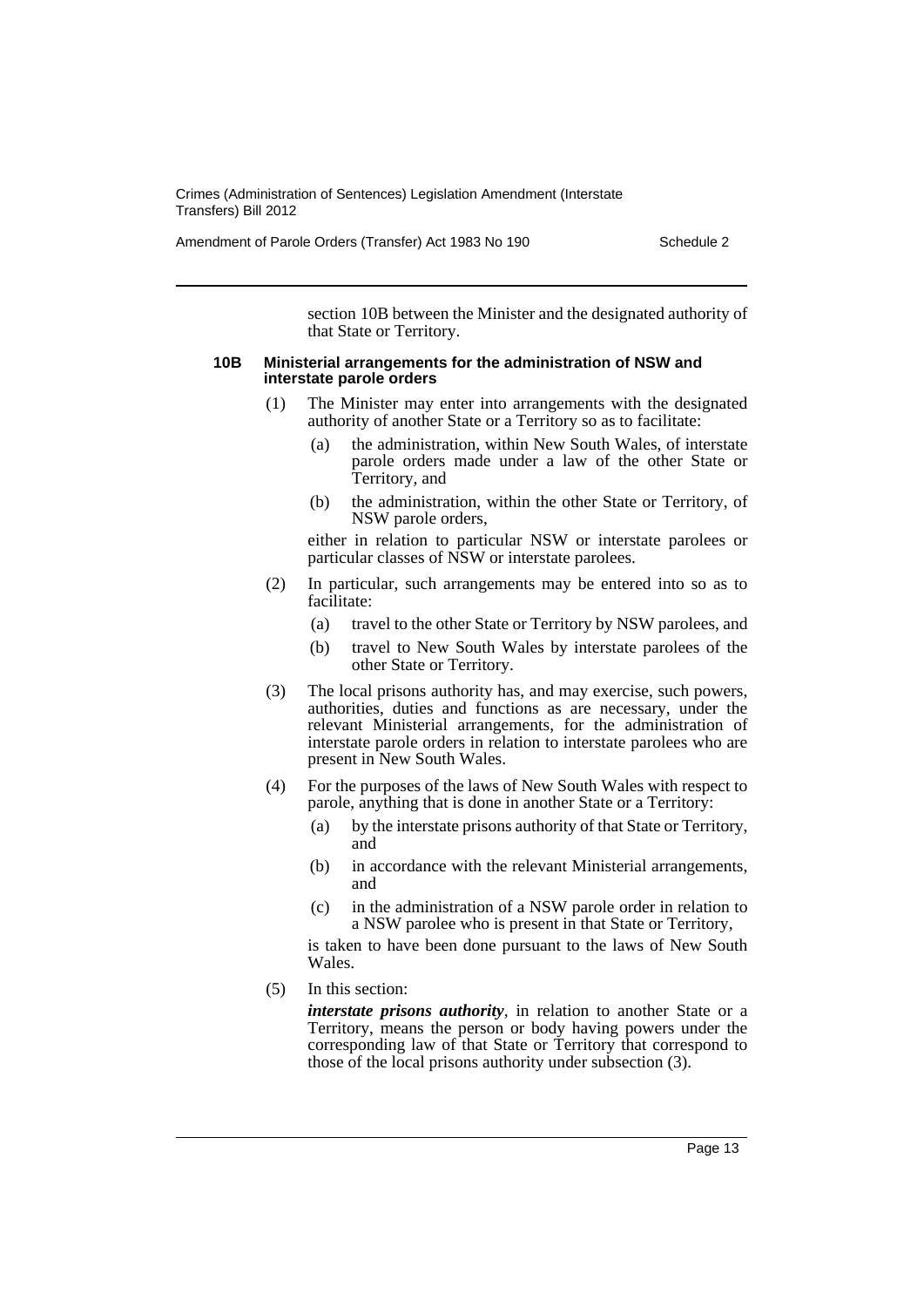section 10B between the Minister and the designated authority of that State or Territory.

### 10B Ministerial arrangements for the administration of NSW and interstate parole orders

(1) The Minister may enter into arrangements with the designated authority of another State or a Territory so as to facilitate:

- (a) the administration, within New South Wales, of interstate parole orders made under a law of the other State or Territory, and
- (b) the administration, within the other State or Territory, of NSW parole orders,

either in relation to particular NSW or interstate parolees or particular classes of NSW or interstate parolees.

(2) In particular, such arrangements may be entered into so as to facilitate:

- (a) travel to the other State or Territory by NSW parolees, and
- (b) travel to New South Wales by interstate parolees of the other State or Territory.

(3) The local prisons authority has, and may exercise, such powers, authorities, duties and functions as are necessary, under the relevant Ministerial arrangements, for the administration of interstate parole orders in relation to interstate parolees who are present in New South Wales.

(4) For the purposes of the laws of New South Wales with respect to parole, anything that is done in another State or a Territory:

- (a) by the interstate prisons authority of that State or Territory, and
- (b) in accordance with the relevant Ministerial arrangements, and
- (c) in the administration of a NSW parole order in relation to a NSW parolee who is present in that State or Territory,

is taken to have been done pursuant to the laws of New South Wales.

(5) In this section:

***interstate prisons authority***, in relation to another State or a Territory, means the person or body having powers under the corresponding law of that State or Territory that correspond to those of the local prisons authority under subsection (3).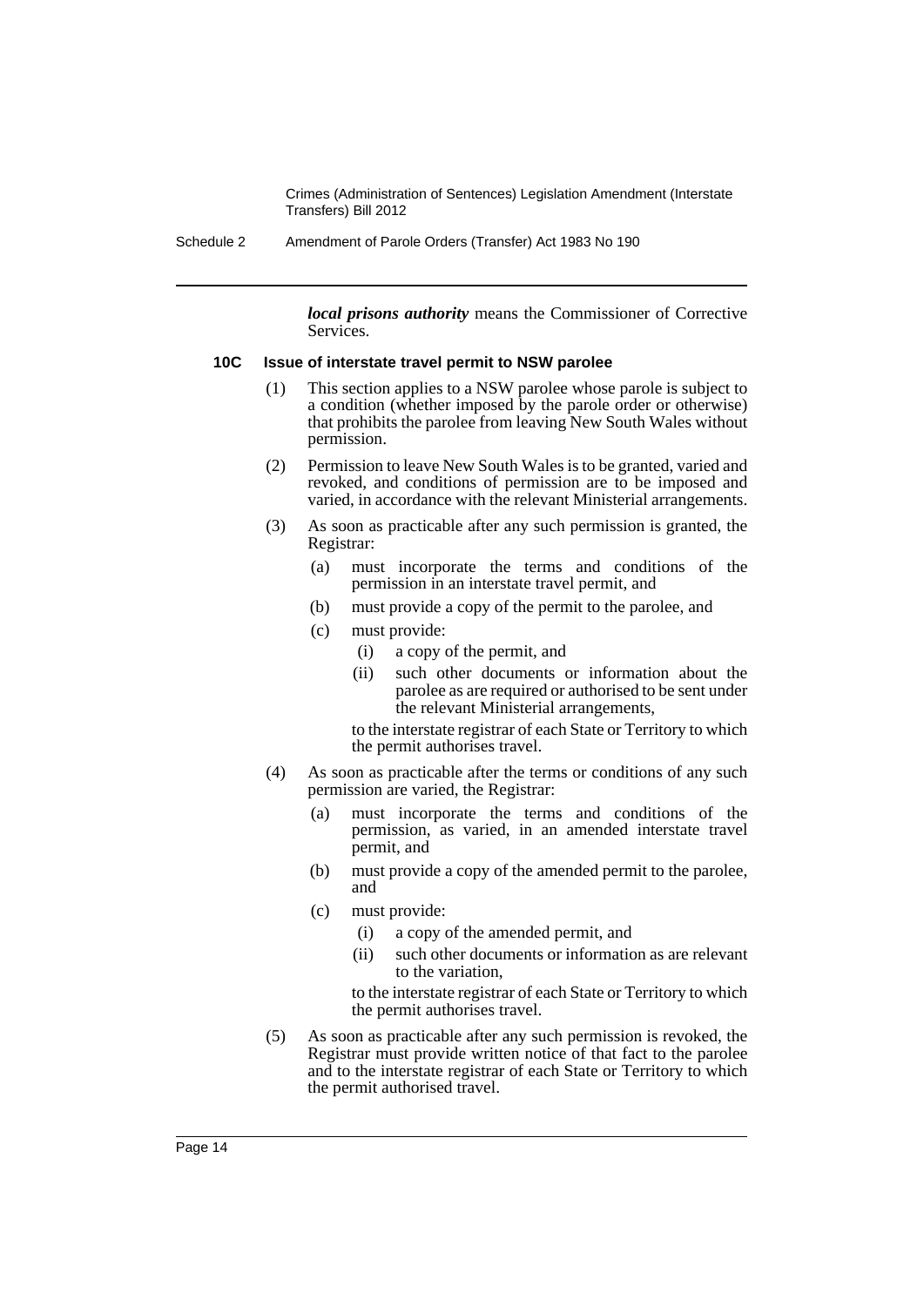***local prisons authority*** means the Commissioner of Corrective Services.

**10C Issue of interstate travel permit to NSW parolee**

(1) This section applies to a NSW parolee whose parole is subject to a condition (whether imposed by the parole order or otherwise) that prohibits the parolee from leaving New South Wales without permission.

(2) Permission to leave New South Wales is to be granted, varied and revoked, and conditions of permission are to be imposed and varied, in accordance with the relevant Ministerial arrangements.

(3) As soon as practicable after any such permission is granted, the Registrar:

- (a) must incorporate the terms and conditions of the permission in an interstate travel permit, and
- (b) must provide a copy of the permit to the parolee, and
- (c) must provide:
  - (i) a copy of the permit, and
  - (ii) such other documents or information about the parolee as are required or authorised to be sent under the relevant Ministerial arrangements,

  to the interstate registrar of each State or Territory to which the permit authorises travel.

(4) As soon as practicable after the terms or conditions of any such permission are varied, the Registrar:

- (a) must incorporate the terms and conditions of the permission, as varied, in an amended interstate travel permit, and
- (b) must provide a copy of the amended permit to the parolee, and
- (c) must provide:
  - (i) a copy of the amended permit, and
  - (ii) such other documents or information as are relevant to the variation,

  to the interstate registrar of each State or Territory to which the permit authorises travel.

(5) As soon as practicable after any such permission is revoked, the Registrar must provide written notice of that fact to the parolee and to the interstate registrar of each State or Territory to which the permit authorised travel.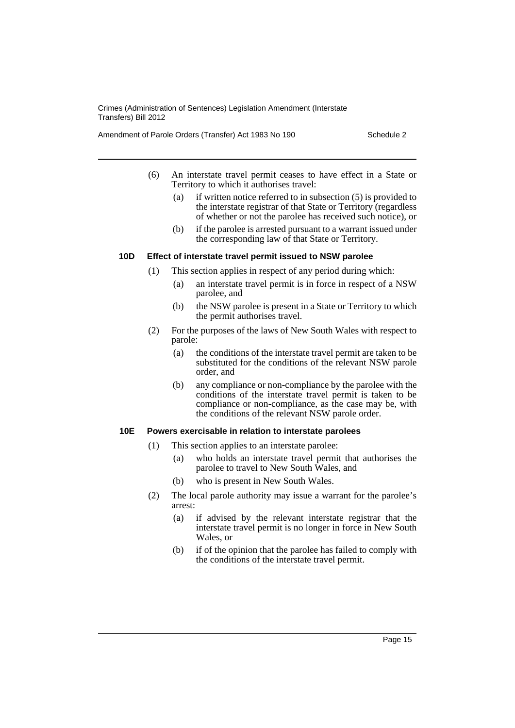(6) An interstate travel permit ceases to have effect in a State or Territory to which it authorises travel:

(a) if written notice referred to in subsection (5) is provided to the interstate registrar of that State or Territory (regardless of whether or not the parolee has received such notice), or

(b) if the parolee is arrested pursuant to a warrant issued under the corresponding law of that State or Territory.

**10D Effect of interstate travel permit issued to NSW parolee**

(1) This section applies in respect of any period during which:

(a) an interstate travel permit is in force in respect of a NSW parolee, and

(b) the NSW parolee is present in a State or Territory to which the permit authorises travel.

(2) For the purposes of the laws of New South Wales with respect to parole:

(a) the conditions of the interstate travel permit are taken to be substituted for the conditions of the relevant NSW parole order, and

(b) any compliance or non-compliance by the parolee with the conditions of the interstate travel permit is taken to be compliance or non-compliance, as the case may be, with the conditions of the relevant NSW parole order.

**10E Powers exercisable in relation to interstate parolees**

(1) This section applies to an interstate parolee:

(a) who holds an interstate travel permit that authorises the parolee to travel to New South Wales, and

(b) who is present in New South Wales.

(2) The local parole authority may issue a warrant for the parolee's arrest:

(a) if advised by the relevant interstate registrar that the interstate travel permit is no longer in force in New South Wales, or

(b) if of the opinion that the parolee has failed to comply with the conditions of the interstate travel permit.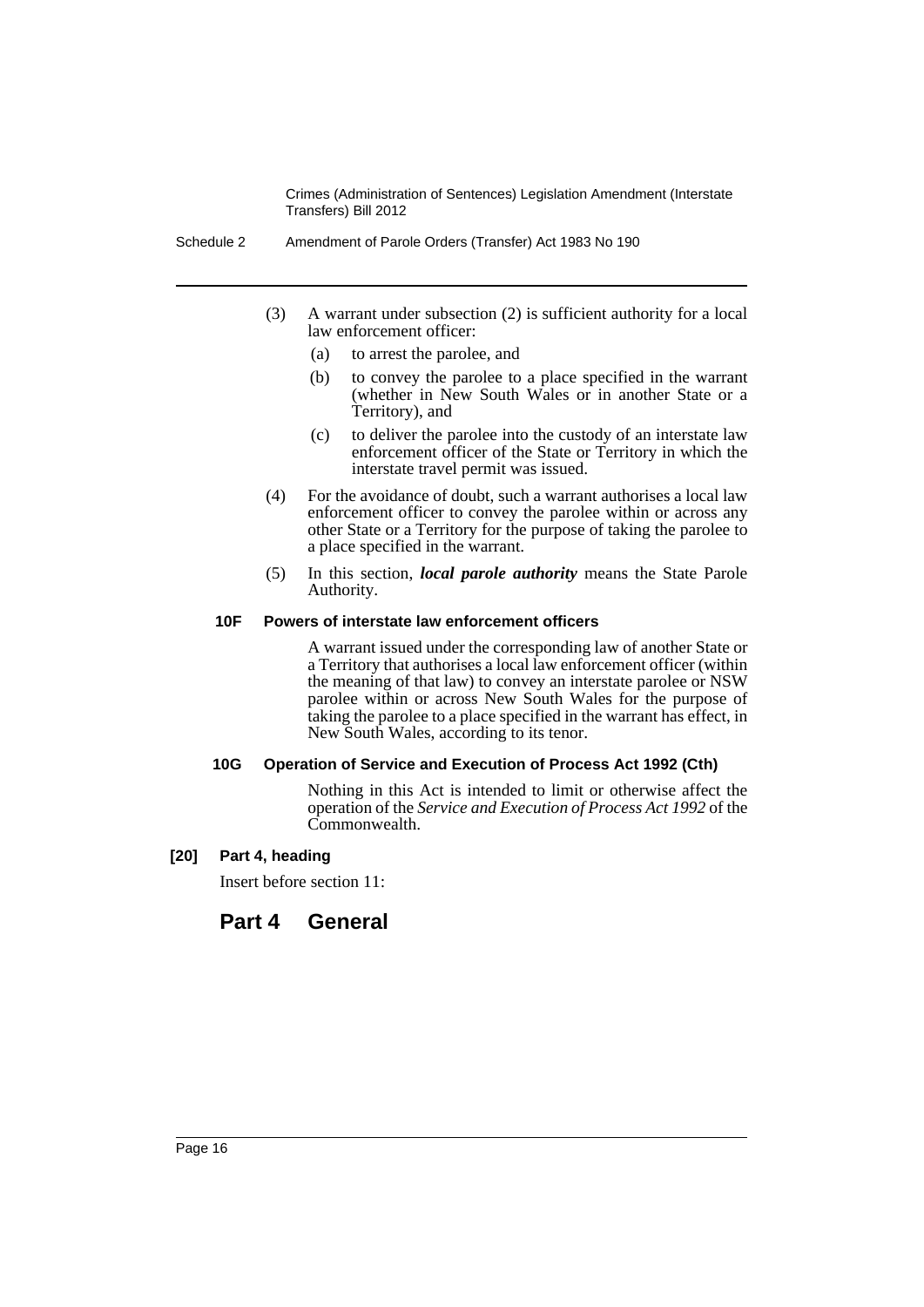(3) A warrant under subsection (2) is sufficient authority for a local law enforcement officer:

(a) to arrest the parolee, and

(b) to convey the parolee to a place specified in the warrant (whether in New South Wales or in another State or a Territory), and

(c) to deliver the parolee into the custody of an interstate law enforcement officer of the State or Territory in which the interstate travel permit was issued.

(4) For the avoidance of doubt, such a warrant authorises a local law enforcement officer to convey the parolee within or across any other State or a Territory for the purpose of taking the parolee to a place specified in the warrant.

(5) In this section, ***local parole authority*** means the State Parole Authority.

#### 10F Powers of interstate law enforcement officers

A warrant issued under the corresponding law of another State or a Territory that authorises a local law enforcement officer (within the meaning of that law) to convey an interstate parolee or NSW parolee within or across New South Wales for the purpose of taking the parolee to a place specified in the warrant has effect, in New South Wales, according to its tenor.

#### 10G Operation of Service and Execution of Process Act 1992 (Cth)

Nothing in this Act is intended to limit or otherwise affect the operation of the *Service and Execution of Process Act 1992* of the Commonwealth.

#### [20] Part 4, heading

Insert before section 11:

## Part 4 General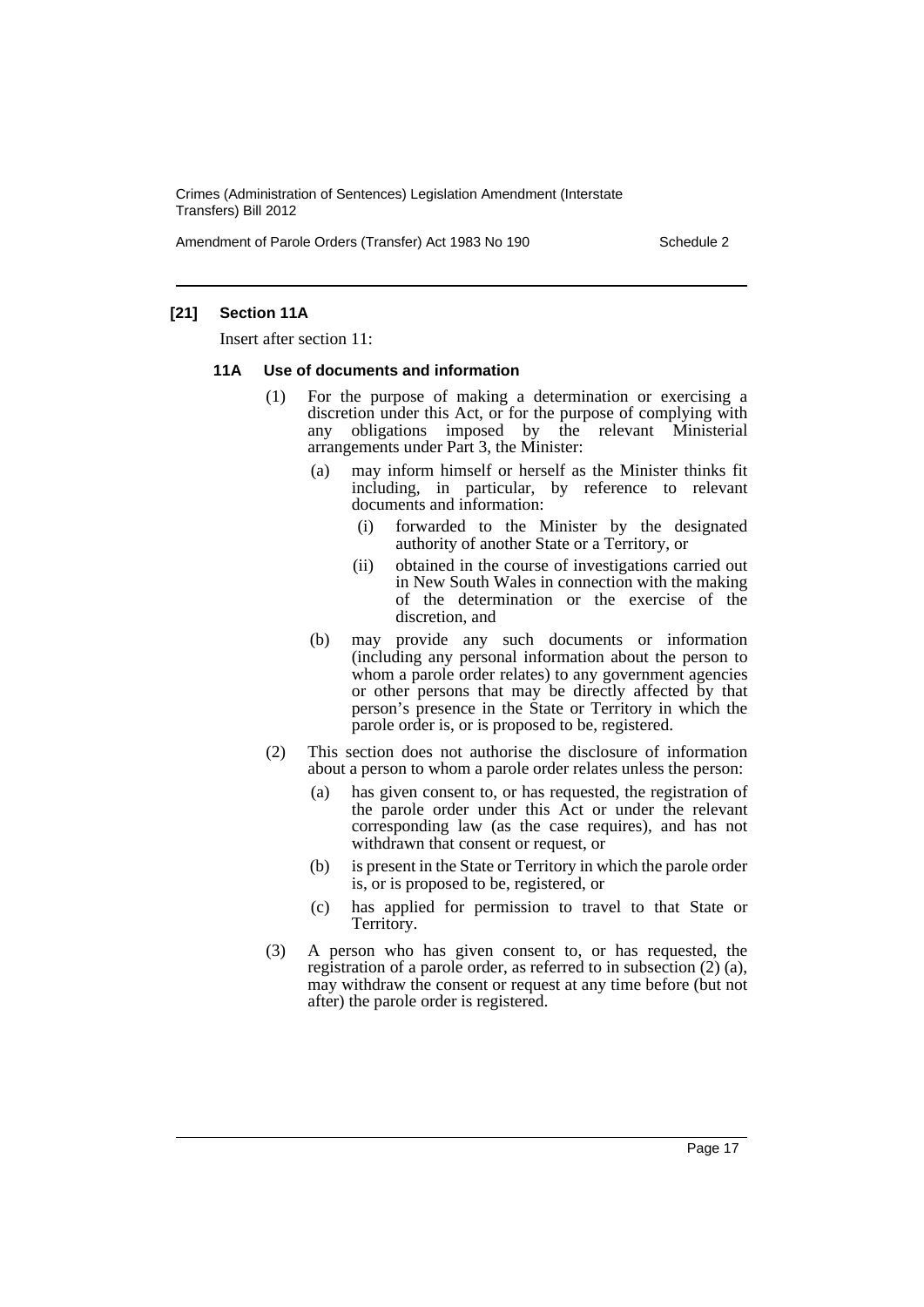## [21] Section 11A

Insert after section 11:

### 11A Use of documents and information

(1) For the purpose of making a determination or exercising a discretion under this Act, or for the purpose of complying with any obligations imposed by the relevant Ministerial arrangements under Part 3, the Minister:

- (a) may inform himself or herself as the Minister thinks fit including, in particular, by reference to relevant documents and information:
  - (i) forwarded to the Minister by the designated authority of another State or a Territory, or
  - (ii) obtained in the course of investigations carried out in New South Wales in connection with the making of the determination or the exercise of the discretion, and
- (b) may provide any such documents or information (including any personal information about the person to whom a parole order relates) to any government agencies or other persons that may be directly affected by that person's presence in the State or Territory in which the parole order is, or is proposed to be, registered.

(2) This section does not authorise the disclosure of information about a person to whom a parole order relates unless the person:

- (a) has given consent to, or has requested, the registration of the parole order under this Act or under the relevant corresponding law (as the case requires), and has not withdrawn that consent or request, or
- (b) is present in the State or Territory in which the parole order is, or is proposed to be, registered, or
- (c) has applied for permission to travel to that State or Territory.

(3) A person who has given consent to, or has requested, the registration of a parole order, as referred to in subsection (2) (a), may withdraw the consent or request at any time before (but not after) the parole order is registered.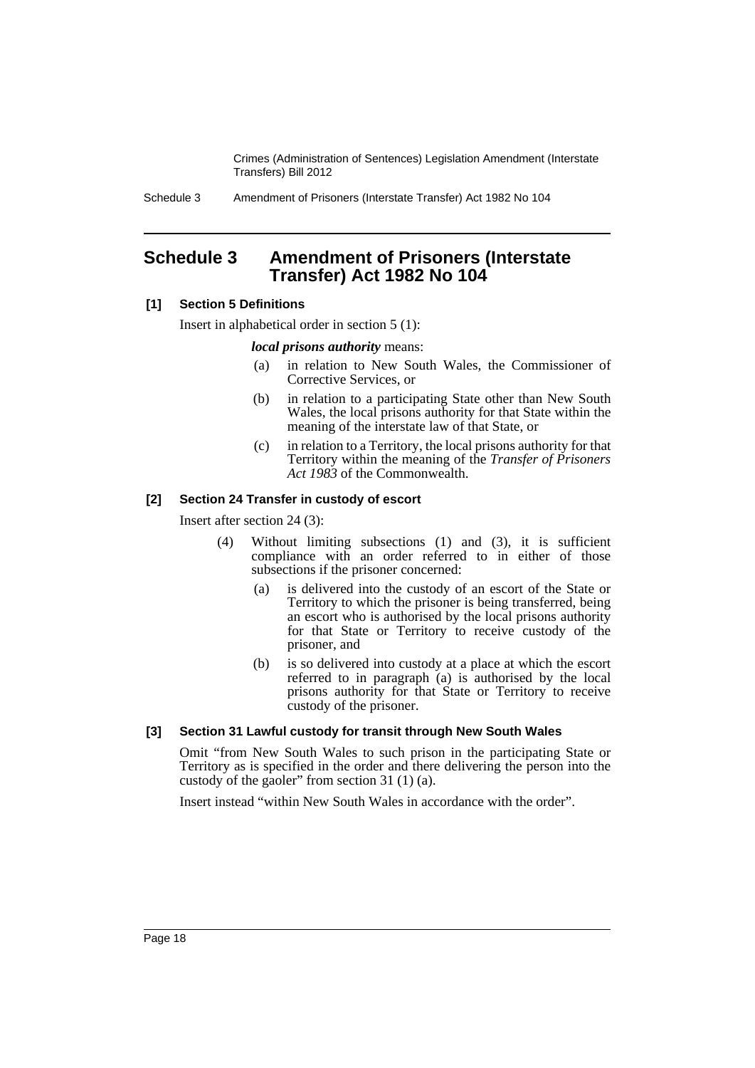# Schedule 3 Amendment of Prisoners (Interstate Transfer) Act 1982 No 104

**[1] Section 5 Definitions**

Insert in alphabetical order in section 5 (1):

***local prisons authority*** means:

(a) in relation to New South Wales, the Commissioner of Corrective Services, or

(b) in relation to a participating State other than New South Wales, the local prisons authority for that State within the meaning of the interstate law of that State, or

(c) in relation to a Territory, the local prisons authority for that Territory within the meaning of the *Transfer of Prisoners Act 1983* of the Commonwealth.

**[2] Section 24 Transfer in custody of escort**

Insert after section 24 (3):

(4) Without limiting subsections (1) and (3), it is sufficient compliance with an order referred to in either of those subsections if the prisoner concerned:

(a) is delivered into the custody of an escort of the State or Territory to which the prisoner is being transferred, being an escort who is authorised by the local prisons authority for that State or Territory to receive custody of the prisoner, and

(b) is so delivered into custody at a place at which the escort referred to in paragraph (a) is authorised by the local prisons authority for that State or Territory to receive custody of the prisoner.

**[3] Section 31 Lawful custody for transit through New South Wales**

Omit "from New South Wales to such prison in the participating State or Territory as is specified in the order and there delivering the person into the custody of the gaoler" from section 31 (1) (a).

Insert instead "within New South Wales in accordance with the order".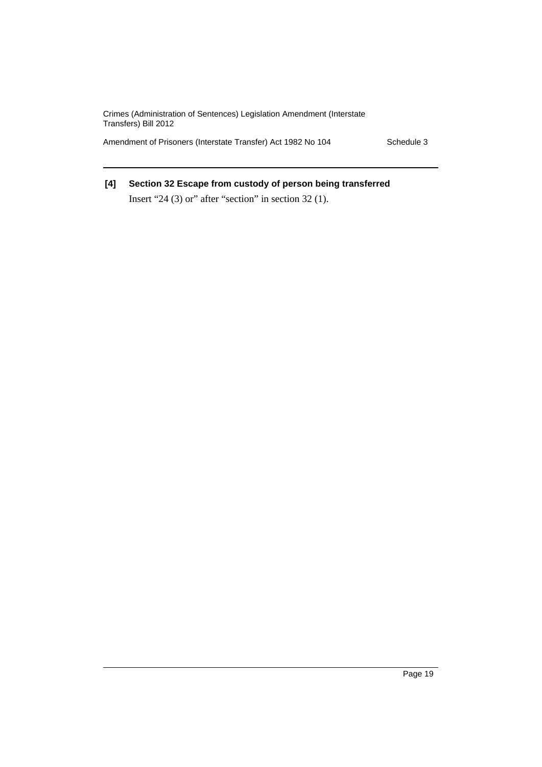### [4] Section 32 Escape from custody of person being transferred

Insert "24 (3) or" after "section" in section 32 (1).